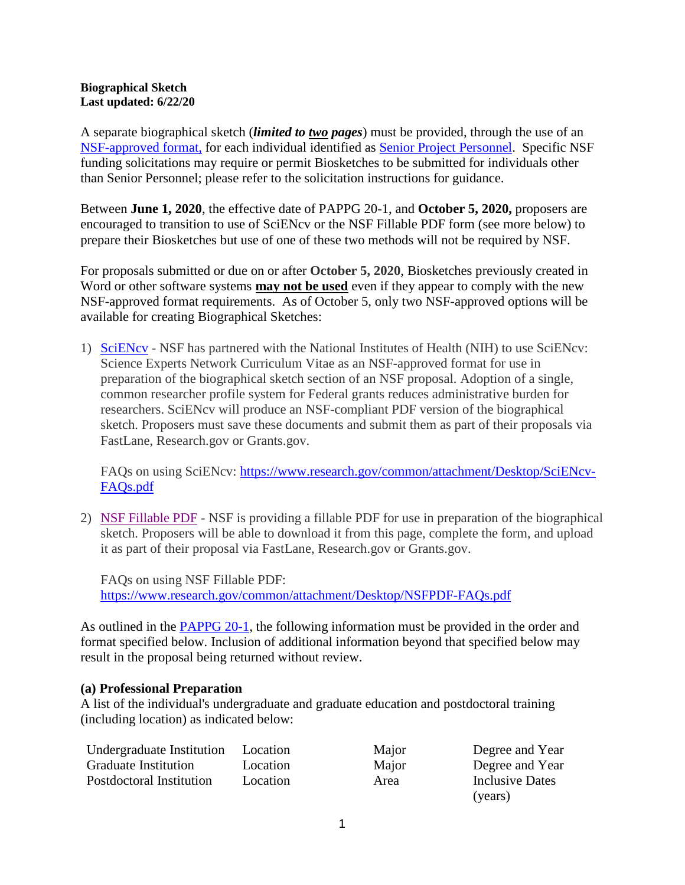**Biographical Sketch**
**Last updated: 6/22/20**

A separate biographical sketch (***limited to two pages***) must be provided, through the use of an NSF-approved format, for each individual identified as Senior Project Personnel. Specific NSF funding solicitations may require or permit Biosketches to be submitted for individuals other than Senior Personnel; please refer to the solicitation instructions for guidance.

Between **June 1, 2020**, the effective date of PAPPG 20-1, and **October 5, 2020,** proposers are encouraged to transition to use of SciENcv or the NSF Fillable PDF form (see more below) to prepare their Biosketches but use of one of these two methods will not be required by NSF.

For proposals submitted or due on or after **October 5, 2020**, Biosketches previously created in Word or other software systems **may not be used** even if they appear to comply with the new NSF-approved format requirements. As of October 5, only two NSF-approved options will be available for creating Biographical Sketches:

1) SciENcv - NSF has partnered with the National Institutes of Health (NIH) to use SciENcv: Science Experts Network Curriculum Vitae as an NSF-approved format for use in preparation of the biographical sketch section of an NSF proposal. Adoption of a single, common researcher profile system for Federal grants reduces administrative burden for researchers. SciENcv will produce an NSF-compliant PDF version of the biographical sketch. Proposers must save these documents and submit them as part of their proposals via FastLane, Research.gov or Grants.gov.

   FAQs on using SciENcv: https://www.research.gov/common/attachment/Desktop/SciENcv-FAQs.pdf

2) NSF Fillable PDF - NSF is providing a fillable PDF for use in preparation of the biographical sketch. Proposers will be able to download it from this page, complete the form, and upload it as part of their proposal via FastLane, Research.gov or Grants.gov.

   FAQs on using NSF Fillable PDF: https://www.research.gov/common/attachment/Desktop/NSFPDF-FAQs.pdf

As outlined in the PAPPG 20-1, the following information must be provided in the order and format specified below. Inclusion of additional information beyond that specified below may result in the proposal being returned without review.

### (a) Professional Preparation

A list of the individual's undergraduate and graduate education and postdoctoral training (including location) as indicated below:

| | | | |
|---|---|---|---|
| Undergraduate Institution | Location | Major | Degree and Year |
| Graduate Institution | Location | Major | Degree and Year |
| Postdoctoral Institution | Location | Area | Inclusive Dates (years) |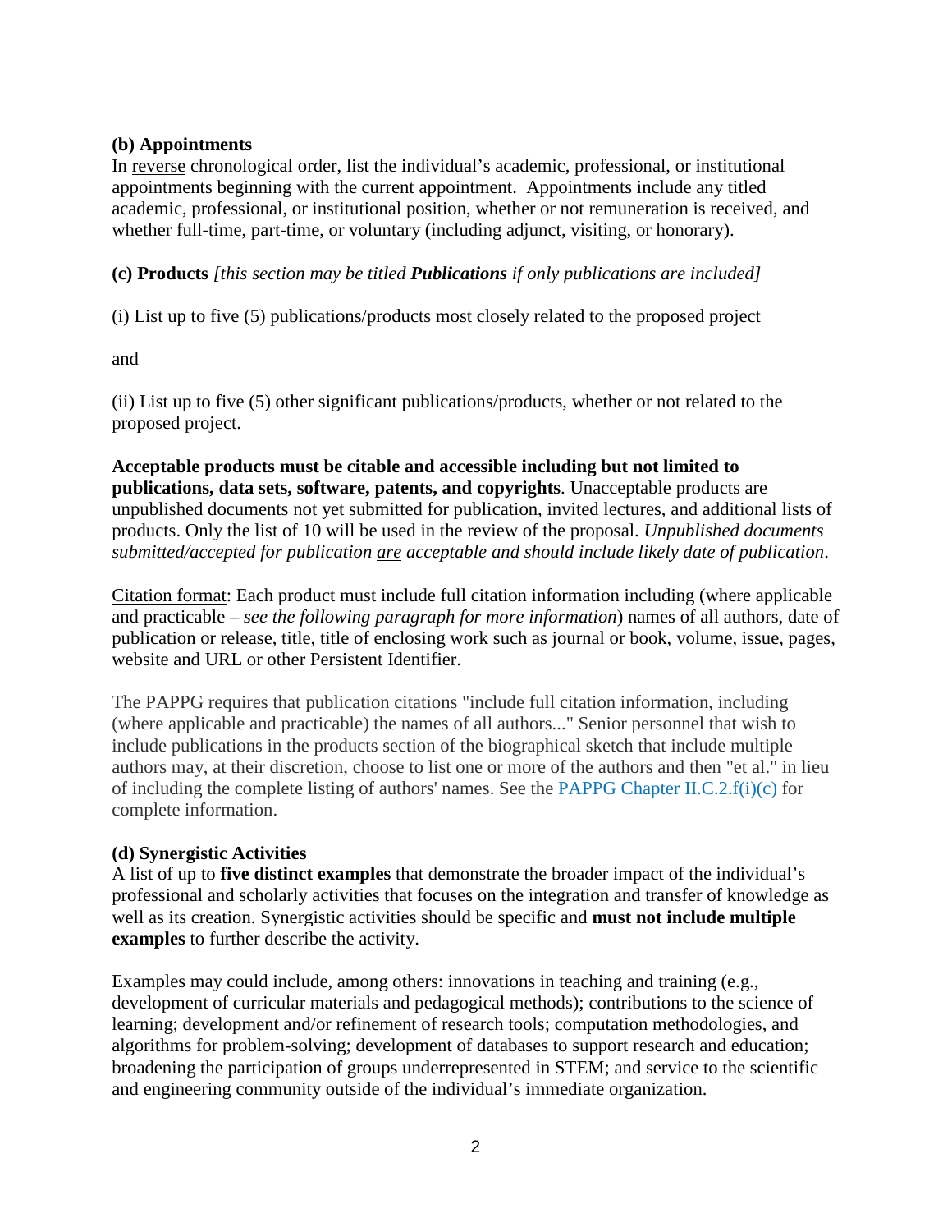**(b) Appointments**
In reverse chronological order, list the individual's academic, professional, or institutional appointments beginning with the current appointment. Appointments include any titled academic, professional, or institutional position, whether or not remuneration is received, and whether full-time, part-time, or voluntary (including adjunct, visiting, or honorary).

**(c) Products** *[this section may be titled **Publications** if only publications are included]*

(i) List up to five (5) publications/products most closely related to the proposed project

and

(ii) List up to five (5) other significant publications/products, whether or not related to the proposed project.

**Acceptable products must be citable and accessible including but not limited to publications, data sets, software, patents, and copyrights**. Unacceptable products are unpublished documents not yet submitted for publication, invited lectures, and additional lists of products. Only the list of 10 will be used in the review of the proposal. *Unpublished documents submitted/accepted for publication are acceptable and should include likely date of publication*.

Citation format: Each product must include full citation information including (where applicable and practicable – *see the following paragraph for more information*) names of all authors, date of publication or release, title, title of enclosing work such as journal or book, volume, issue, pages, website and URL or other Persistent Identifier.

The PAPPG requires that publication citations "include full citation information, including (where applicable and practicable) the names of all authors..." Senior personnel that wish to include publications in the products section of the biographical sketch that include multiple authors may, at their discretion, choose to list one or more of the authors and then "et al." in lieu of including the complete listing of authors' names. See the PAPPG Chapter II.C.2.f(i)(c) for complete information.

**(d) Synergistic Activities**
A list of up to **five distinct examples** that demonstrate the broader impact of the individual's professional and scholarly activities that focuses on the integration and transfer of knowledge as well as its creation. Synergistic activities should be specific and **must not include multiple examples** to further describe the activity.

Examples may could include, among others: innovations in teaching and training (e.g., development of curricular materials and pedagogical methods); contributions to the science of learning; development and/or refinement of research tools; computation methodologies, and algorithms for problem-solving; development of databases to support research and education; broadening the participation of groups underrepresented in STEM; and service to the scientific and engineering community outside of the individual's immediate organization.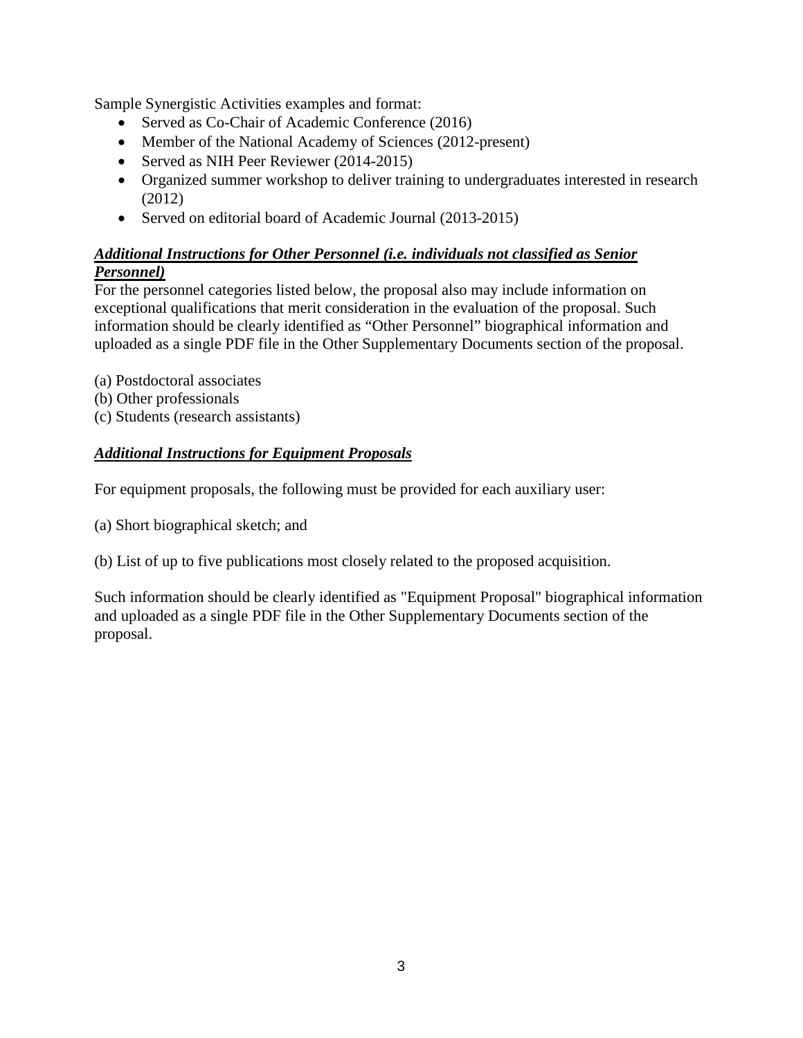Sample Synergistic Activities examples and format:

- Served as Co-Chair of Academic Conference (2016)
- Member of the National Academy of Sciences (2012-present)
- Served as NIH Peer Reviewer (2014-2015)
- Organized summer workshop to deliver training to undergraduates interested in research (2012)
- Served on editorial board of Academic Journal (2013-2015)

***Additional Instructions for Other Personnel (i.e. individuals not classified as Senior Personnel)***

For the personnel categories listed below, the proposal also may include information on exceptional qualifications that merit consideration in the evaluation of the proposal. Such information should be clearly identified as "Other Personnel" biographical information and uploaded as a single PDF file in the Other Supplementary Documents section of the proposal.

(a) Postdoctoral associates
(b) Other professionals
(c) Students (research assistants)

***Additional Instructions for Equipment Proposals***

For equipment proposals, the following must be provided for each auxiliary user:

(a) Short biographical sketch; and

(b) List of up to five publications most closely related to the proposed acquisition.

Such information should be clearly identified as "Equipment Proposal" biographical information and uploaded as a single PDF file in the Other Supplementary Documents section of the proposal.